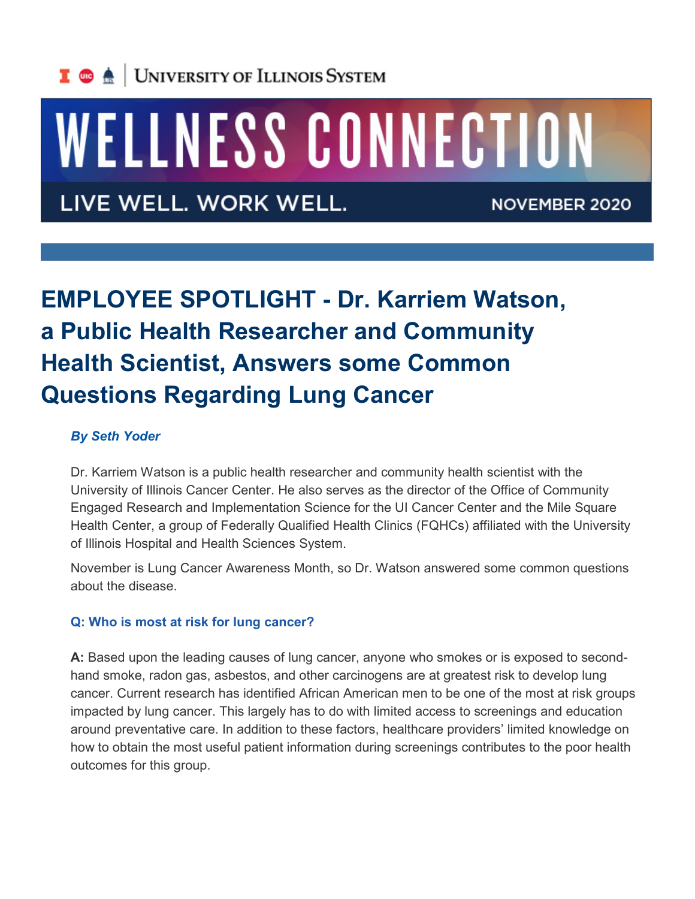University of Illinois System

# WELLNESS CONNECTION

LIVE WELL. WORK WELL. NOVEMBER 2020

## EMPLOYEE SPOTLIGHT - Dr. Karriem Watson, a Public Health Researcher and Community Health Scientist, Answers some Common Questions Regarding Lung Cancer

***By Seth Yoder***

Dr. Karriem Watson is a public health researcher and community health scientist with the University of Illinois Cancer Center. He also serves as the director of the Office of Community Engaged Research and Implementation Science for the UI Cancer Center and the Mile Square Health Center, a group of Federally Qualified Health Clinics (FQHCs) affiliated with the University of Illinois Hospital and Health Sciences System.

November is Lung Cancer Awareness Month, so Dr. Watson answered some common questions about the disease.

**Q: Who is most at risk for lung cancer?**

**A:** Based upon the leading causes of lung cancer, anyone who smokes or is exposed to second-hand smoke, radon gas, asbestos, and other carcinogens are at greatest risk to develop lung cancer. Current research has identified African American men to be one of the most at risk groups impacted by lung cancer. This largely has to do with limited access to screenings and education around preventative care. In addition to these factors, healthcare providers' limited knowledge on how to obtain the most useful patient information during screenings contributes to the poor health outcomes for this group.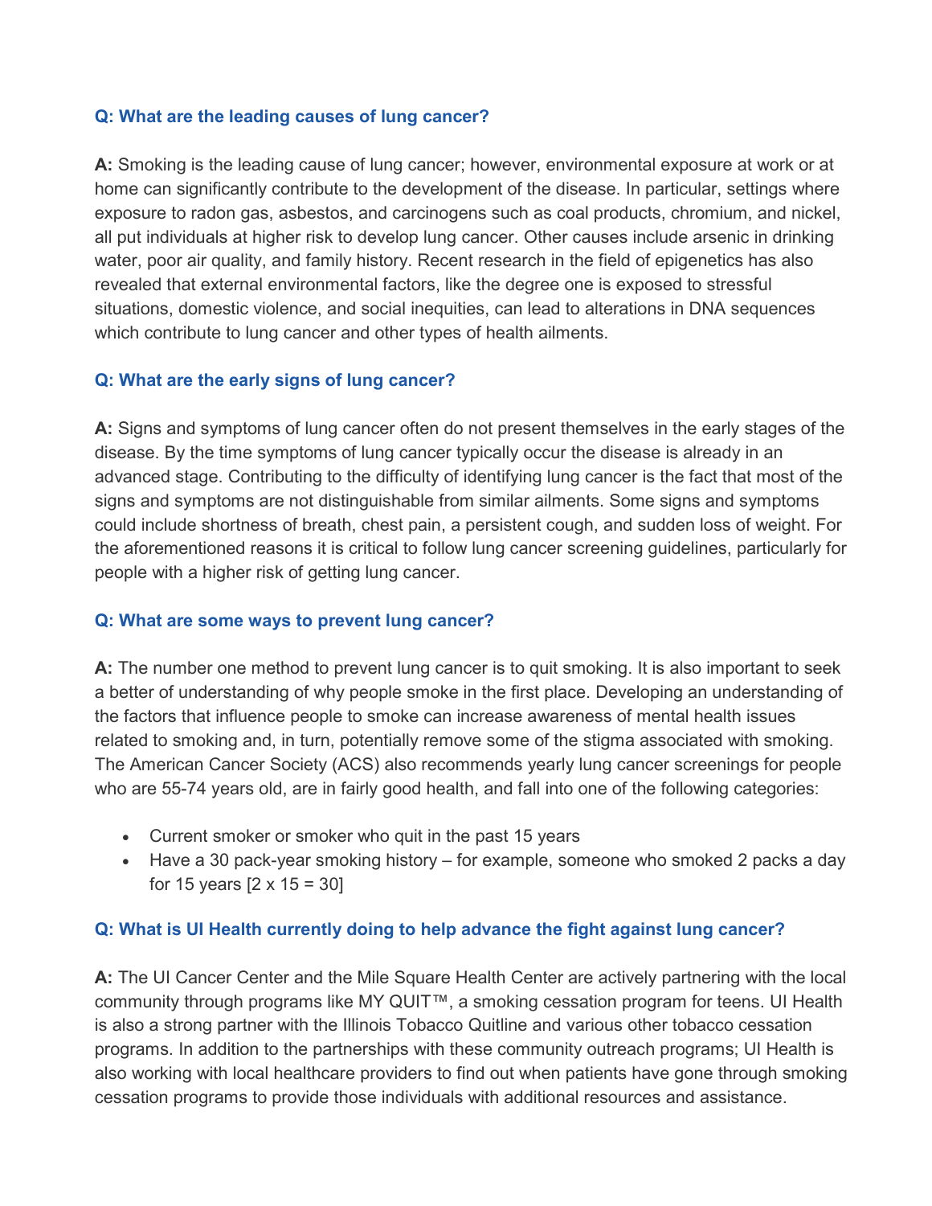### Q: What are the leading causes of lung cancer?

**A:** Smoking is the leading cause of lung cancer; however, environmental exposure at work or at home can significantly contribute to the development of the disease. In particular, settings where exposure to radon gas, asbestos, and carcinogens such as coal products, chromium, and nickel, all put individuals at higher risk to develop lung cancer. Other causes include arsenic in drinking water, poor air quality, and family history. Recent research in the field of epigenetics has also revealed that external environmental factors, like the degree one is exposed to stressful situations, domestic violence, and social inequities, can lead to alterations in DNA sequences which contribute to lung cancer and other types of health ailments.

### Q: What are the early signs of lung cancer?

**A:** Signs and symptoms of lung cancer often do not present themselves in the early stages of the disease. By the time symptoms of lung cancer typically occur the disease is already in an advanced stage. Contributing to the difficulty of identifying lung cancer is the fact that most of the signs and symptoms are not distinguishable from similar ailments. Some signs and symptoms could include shortness of breath, chest pain, a persistent cough, and sudden loss of weight. For the aforementioned reasons it is critical to follow lung cancer screening guidelines, particularly for people with a higher risk of getting lung cancer.

### Q: What are some ways to prevent lung cancer?

**A:** The number one method to prevent lung cancer is to quit smoking. It is also important to seek a better of understanding of why people smoke in the first place. Developing an understanding of the factors that influence people to smoke can increase awareness of mental health issues related to smoking and, in turn, potentially remove some of the stigma associated with smoking. The American Cancer Society (ACS) also recommends yearly lung cancer screenings for people who are 55-74 years old, are in fairly good health, and fall into one of the following categories:

- Current smoker or smoker who quit in the past 15 years
- Have a 30 pack-year smoking history – for example, someone who smoked 2 packs a day for 15 years [2 x 15 = 30]

### Q: What is UI Health currently doing to help advance the fight against lung cancer?

**A:** The UI Cancer Center and the Mile Square Health Center are actively partnering with the local community through programs like MY QUIT™, a smoking cessation program for teens. UI Health is also a strong partner with the Illinois Tobacco Quitline and various other tobacco cessation programs. In addition to the partnerships with these community outreach programs; UI Health is also working with local healthcare providers to find out when patients have gone through smoking cessation programs to provide those individuals with additional resources and assistance.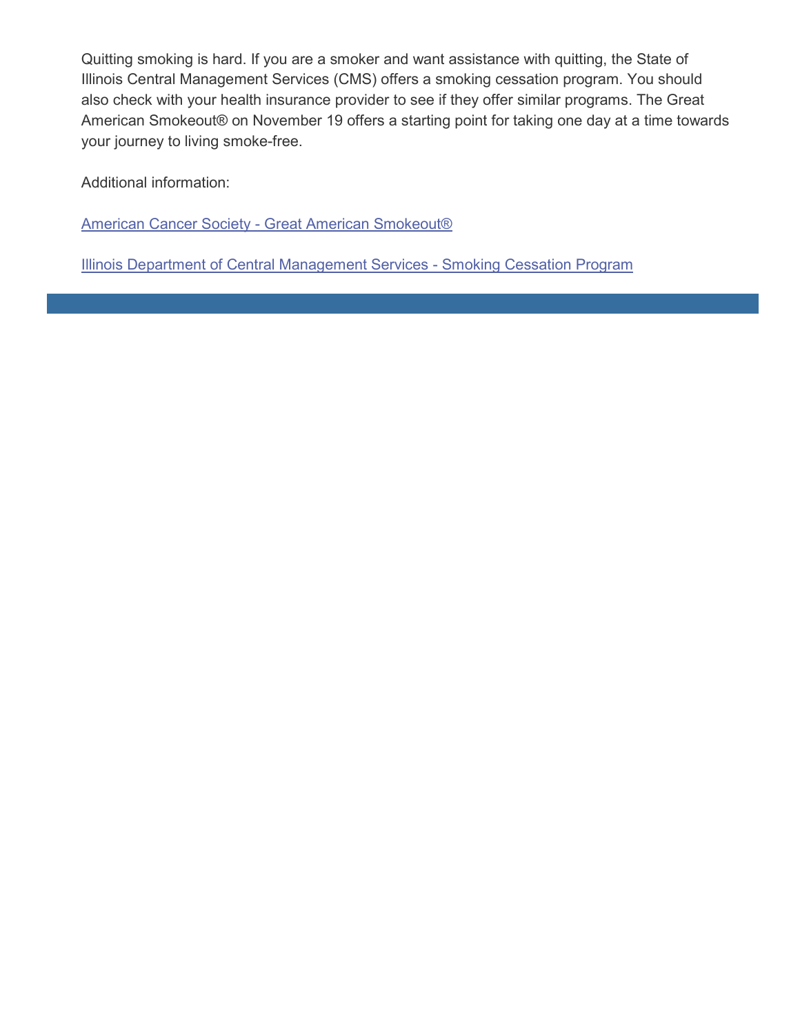Quitting smoking is hard. If you are a smoker and want assistance with quitting, the State of Illinois Central Management Services (CMS) offers a smoking cessation program. You should also check with your health insurance provider to see if they offer similar programs. The Great American Smokeout® on November 19 offers a starting point for taking one day at a time towards your journey to living smoke-free.

Additional information:

American Cancer Society - Great American Smokeout®

Illinois Department of Central Management Services - Smoking Cessation Program